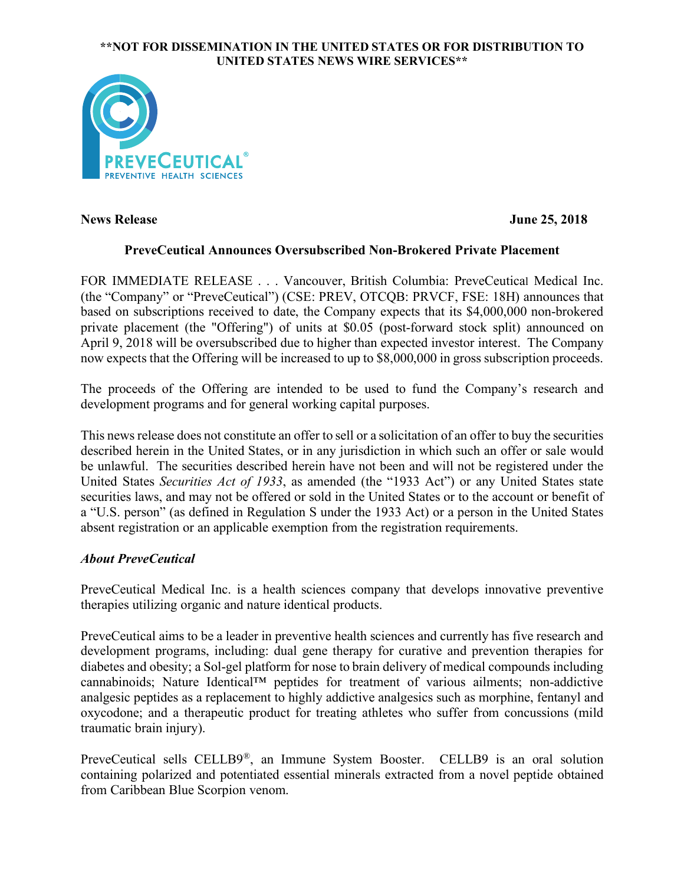**NOT FOR DISSEMINATION IN THE UNITED STATES OR FOR DISTRIBUTION TO UNITED STATES NEWS WIRE SERVICES**

**News Release** **June 25, 2018**

## PreveCeutical Announces Oversubscribed Non-Brokered Private Placement

FOR IMMEDIATE RELEASE . . . Vancouver, British Columbia: PreveCeutical Medical Inc. (the "Company" or "PreveCeutical") (CSE: PREV, OTCQB: PRVCF, FSE: 18H) announces that based on subscriptions received to date, the Company expects that its $4,000,000 non-brokered private placement (the "Offering") of units at $0.05 (post-forward stock split) announced on April 9, 2018 will be oversubscribed due to higher than expected investor interest. The Company now expects that the Offering will be increased to up to $8,000,000 in gross subscription proceeds.

The proceeds of the Offering are intended to be used to fund the Company's research and development programs and for general working capital purposes.

This news release does not constitute an offer to sell or a solicitation of an offer to buy the securities described herein in the United States, or in any jurisdiction in which such an offer or sale would be unlawful. The securities described herein have not been and will not be registered under the United States *Securities Act of 1933*, as amended (the "1933 Act") or any United States state securities laws, and may not be offered or sold in the United States or to the account or benefit of a "U.S. person" (as defined in Regulation S under the 1933 Act) or a person in the United States absent registration or an applicable exemption from the registration requirements.

### *About PreveCeutical*

PreveCeutical Medical Inc. is a health sciences company that develops innovative preventive therapies utilizing organic and nature identical products.

PreveCeutical aims to be a leader in preventive health sciences and currently has five research and development programs, including: dual gene therapy for curative and prevention therapies for diabetes and obesity; a Sol-gel platform for nose to brain delivery of medical compounds including cannabinoids; Nature Identical™ peptides for treatment of various ailments; non-addictive analgesic peptides as a replacement to highly addictive analgesics such as morphine, fentanyl and oxycodone; and a therapeutic product for treating athletes who suffer from concussions (mild traumatic brain injury).

PreveCeutical sells CELLB9®, an Immune System Booster. CELLB9 is an oral solution containing polarized and potentiated essential minerals extracted from a novel peptide obtained from Caribbean Blue Scorpion venom.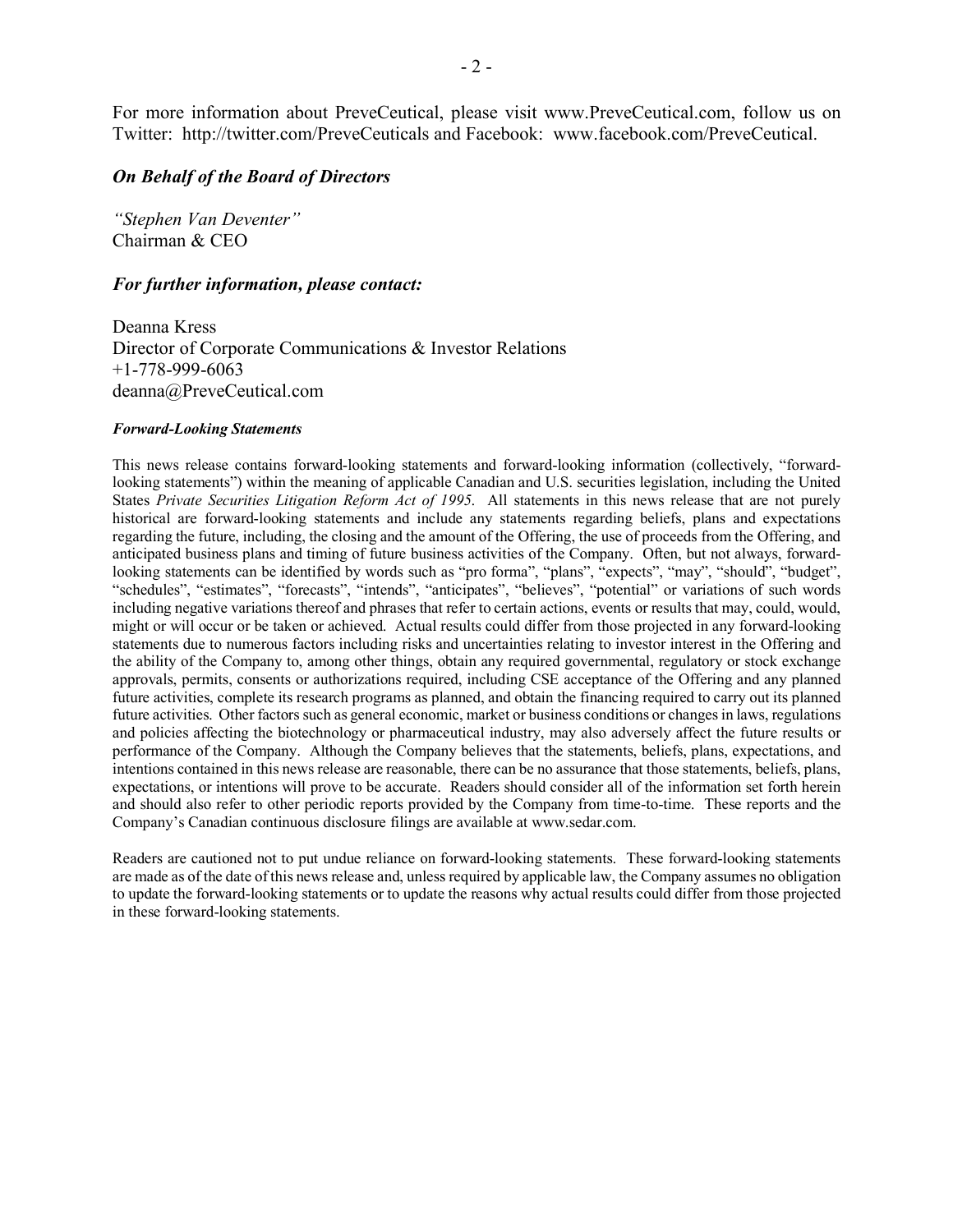For more information about PreveCeutical, please visit www.PreveCeutical.com, follow us on Twitter: http://twitter.com/PreveCeuticals and Facebook: www.facebook.com/PreveCeutical.

***On Behalf of the Board of Directors***

*"Stephen Van Deventer"*
Chairman & CEO

***For further information, please contact:***

Deanna Kress
Director of Corporate Communications & Investor Relations
+1-778-999-6063
deanna@PreveCeutical.com

***Forward-Looking Statements***

This news release contains forward-looking statements and forward-looking information (collectively, "forward-looking statements") within the meaning of applicable Canadian and U.S. securities legislation, including the United States *Private Securities Litigation Reform Act of 1995*. All statements in this news release that are not purely historical are forward-looking statements and include any statements regarding beliefs, plans and expectations regarding the future, including, the closing and the amount of the Offering, the use of proceeds from the Offering, and anticipated business plans and timing of future business activities of the Company. Often, but not always, forward-looking statements can be identified by words such as "pro forma", "plans", "expects", "may", "should", "budget", "schedules", "estimates", "forecasts", "intends", "anticipates", "believes", "potential" or variations of such words including negative variations thereof and phrases that refer to certain actions, events or results that may, could, would, might or will occur or be taken or achieved. Actual results could differ from those projected in any forward-looking statements due to numerous factors including risks and uncertainties relating to investor interest in the Offering and the ability of the Company to, among other things, obtain any required governmental, regulatory or stock exchange approvals, permits, consents or authorizations required, including CSE acceptance of the Offering and any planned future activities, complete its research programs as planned, and obtain the financing required to carry out its planned future activities. Other factors such as general economic, market or business conditions or changes in laws, regulations and policies affecting the biotechnology or pharmaceutical industry, may also adversely affect the future results or performance of the Company. Although the Company believes that the statements, beliefs, plans, expectations, and intentions contained in this news release are reasonable, there can be no assurance that those statements, beliefs, plans, expectations, or intentions will prove to be accurate. Readers should consider all of the information set forth herein and should also refer to other periodic reports provided by the Company from time-to-time. These reports and the Company's Canadian continuous disclosure filings are available at www.sedar.com.

Readers are cautioned not to put undue reliance on forward-looking statements. These forward-looking statements are made as of the date of this news release and, unless required by applicable law, the Company assumes no obligation to update the forward-looking statements or to update the reasons why actual results could differ from those projected in these forward-looking statements.